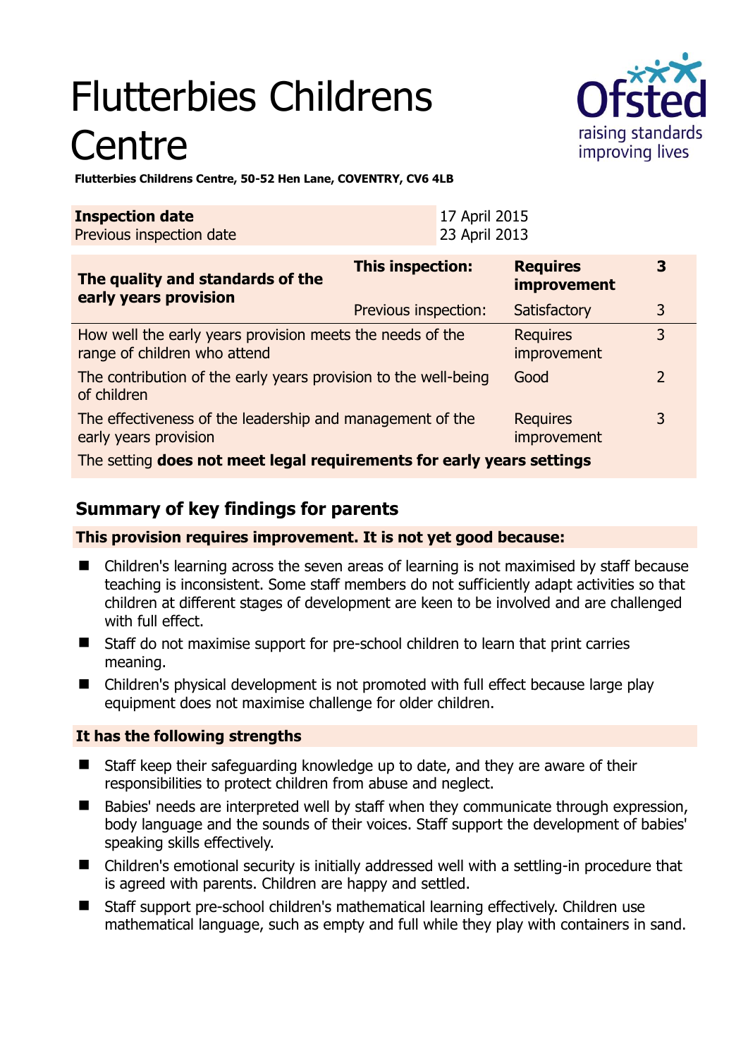# Flutterbies Childrens Centre

**Flutterbies Childrens Centre, 50-52 Hen Lane, COVENTRY, CV6 4LB**

| **Inspection date** | 17 April 2015 |
|---|---|
| Previous inspection date | 23 April 2013 |

| **The quality and standards of the early years provision** | **This inspection:** | **Requires improvement** | **3** |
|---|---|---|---|
| | Previous inspection: | Satisfactory | 3 |
| How well the early years provision meets the needs of the range of children who attend | | Requires improvement | 3 |
| The contribution of the early years provision to the well-being of children | | Good | 2 |
| The effectiveness of the leadership and management of the early years provision | | Requires improvement | 3 |
| The setting **does not meet legal requirements for early years settings** | | | |

## Summary of key findings for parents

**This provision requires improvement. It is not yet good because:**

- Children's learning across the seven areas of learning is not maximised by staff because teaching is inconsistent. Some staff members do not sufficiently adapt activities so that children at different stages of development are keen to be involved and are challenged with full effect.
- Staff do not maximise support for pre-school children to learn that print carries meaning.
- Children's physical development is not promoted with full effect because large play equipment does not maximise challenge for older children.

**It has the following strengths**

- Staff keep their safeguarding knowledge up to date, and they are aware of their responsibilities to protect children from abuse and neglect.
- Babies' needs are interpreted well by staff when they communicate through expression, body language and the sounds of their voices. Staff support the development of babies' speaking skills effectively.
- Children's emotional security is initially addressed well with a settling-in procedure that is agreed with parents. Children are happy and settled.
- Staff support pre-school children's mathematical learning effectively. Children use mathematical language, such as empty and full while they play with containers in sand.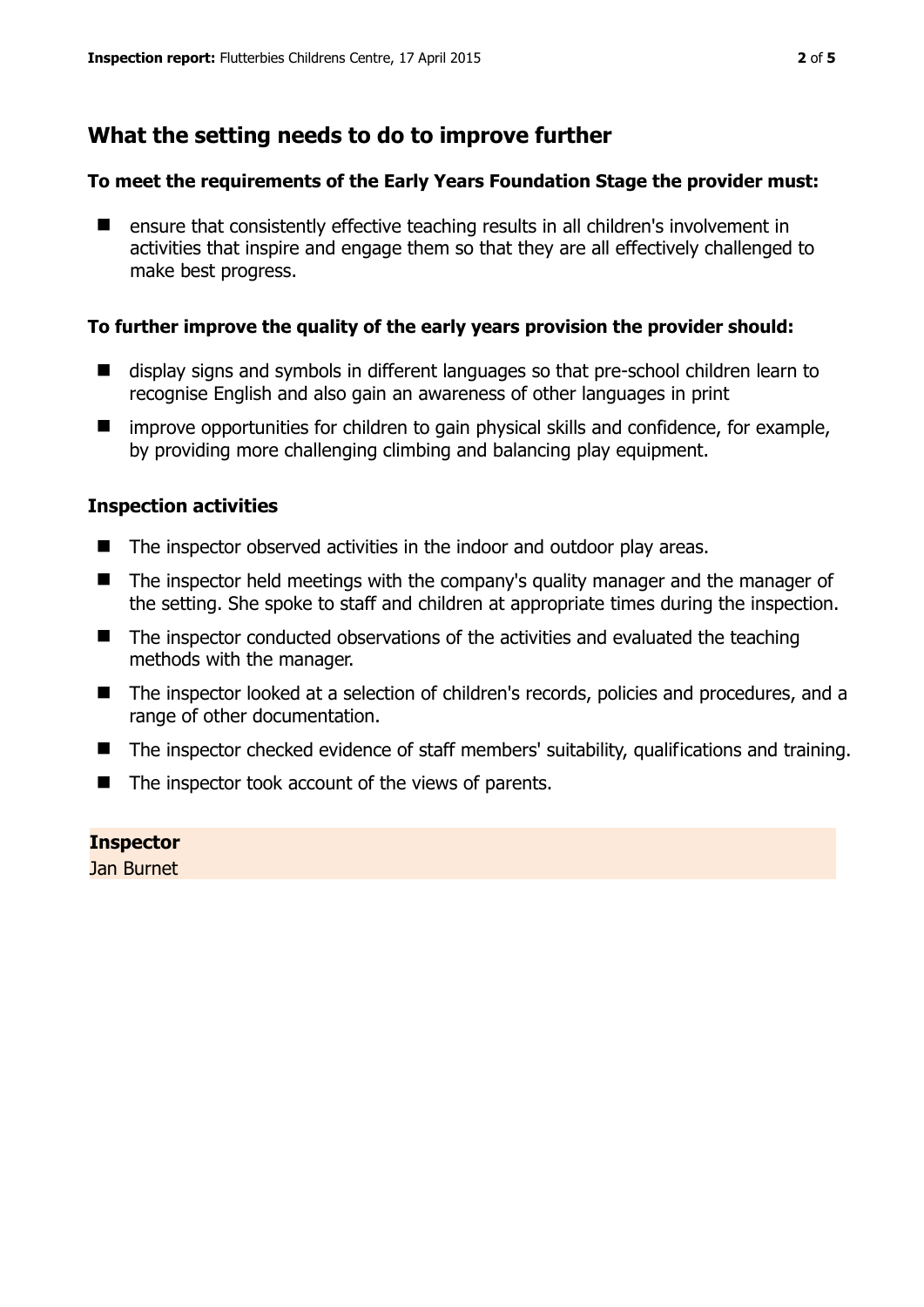## What the setting needs to do to improve further

### To meet the requirements of the Early Years Foundation Stage the provider must:

- ensure that consistently effective teaching results in all children's involvement in activities that inspire and engage them so that they are all effectively challenged to make best progress.

### To further improve the quality of the early years provision the provider should:

- display signs and symbols in different languages so that pre-school children learn to recognise English and also gain an awareness of other languages in print
- improve opportunities for children to gain physical skills and confidence, for example, by providing more challenging climbing and balancing play equipment.

### Inspection activities

- The inspector observed activities in the indoor and outdoor play areas.
- The inspector held meetings with the company's quality manager and the manager of the setting. She spoke to staff and children at appropriate times during the inspection.
- The inspector conducted observations of the activities and evaluated the teaching methods with the manager.
- The inspector looked at a selection of children's records, policies and procedures, and a range of other documentation.
- The inspector checked evidence of staff members' suitability, qualifications and training.
- The inspector took account of the views of parents.

**Inspector**
Jan Burnet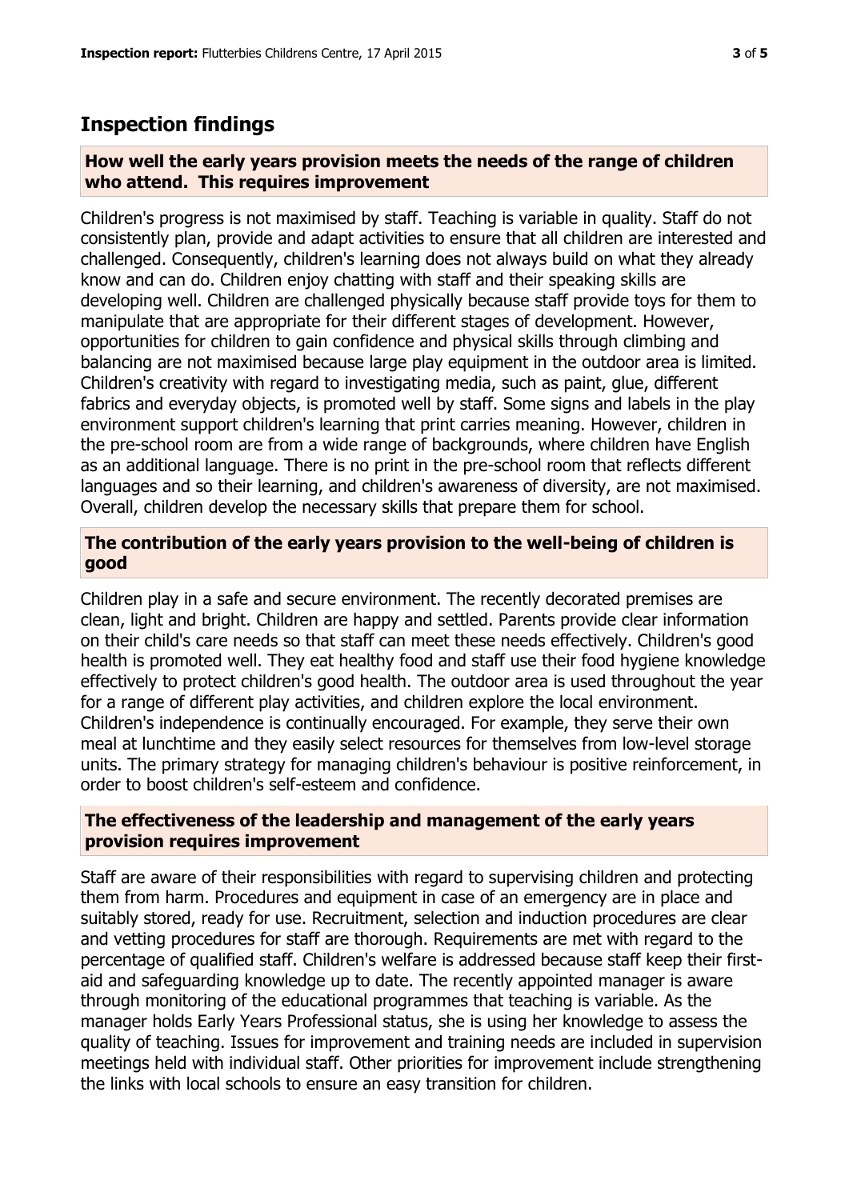## Inspection findings

### How well the early years provision meets the needs of the range of children who attend. This requires improvement

Children's progress is not maximised by staff. Teaching is variable in quality. Staff do not consistently plan, provide and adapt activities to ensure that all children are interested and challenged. Consequently, children's learning does not always build on what they already know and can do. Children enjoy chatting with staff and their speaking skills are developing well. Children are challenged physically because staff provide toys for them to manipulate that are appropriate for their different stages of development. However, opportunities for children to gain confidence and physical skills through climbing and balancing are not maximised because large play equipment in the outdoor area is limited. Children's creativity with regard to investigating media, such as paint, glue, different fabrics and everyday objects, is promoted well by staff. Some signs and labels in the play environment support children's learning that print carries meaning. However, children in the pre-school room are from a wide range of backgrounds, where children have English as an additional language. There is no print in the pre-school room that reflects different languages and so their learning, and children's awareness of diversity, are not maximised. Overall, children develop the necessary skills that prepare them for school.

### The contribution of the early years provision to the well-being of children is good

Children play in a safe and secure environment. The recently decorated premises are clean, light and bright. Children are happy and settled. Parents provide clear information on their child's care needs so that staff can meet these needs effectively. Children's good health is promoted well. They eat healthy food and staff use their food hygiene knowledge effectively to protect children's good health. The outdoor area is used throughout the year for a range of different play activities, and children explore the local environment. Children's independence is continually encouraged. For example, they serve their own meal at lunchtime and they easily select resources for themselves from low-level storage units. The primary strategy for managing children's behaviour is positive reinforcement, in order to boost children's self-esteem and confidence.

### The effectiveness of the leadership and management of the early years provision requires improvement

Staff are aware of their responsibilities with regard to supervising children and protecting them from harm. Procedures and equipment in case of an emergency are in place and suitably stored, ready for use. Recruitment, selection and induction procedures are clear and vetting procedures for staff are thorough. Requirements are met with regard to the percentage of qualified staff. Children's welfare is addressed because staff keep their first-aid and safeguarding knowledge up to date. The recently appointed manager is aware through monitoring of the educational programmes that teaching is variable. As the manager holds Early Years Professional status, she is using her knowledge to assess the quality of teaching. Issues for improvement and training needs are included in supervision meetings held with individual staff. Other priorities for improvement include strengthening the links with local schools to ensure an easy transition for children.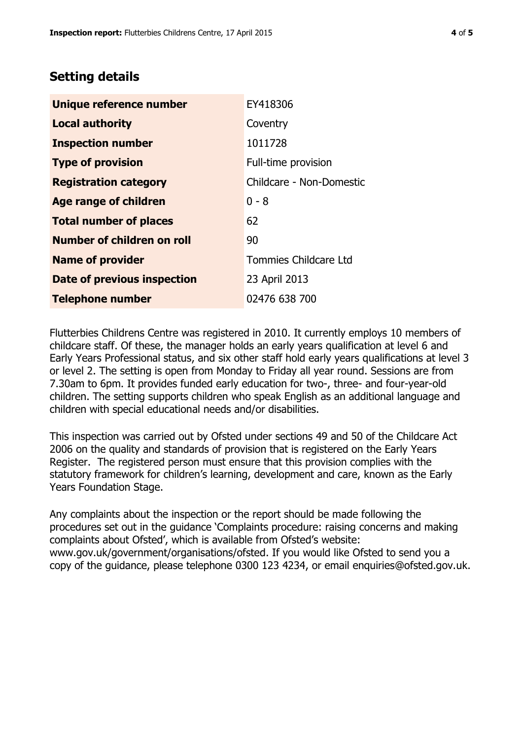## Setting details

| | |
|---|---|
| **Unique reference number** | EY418306 |
| **Local authority** | Coventry |
| **Inspection number** | 1011728 |
| **Type of provision** | Full-time provision |
| **Registration category** | Childcare - Non-Domestic |
| **Age range of children** | 0 - 8 |
| **Total number of places** | 62 |
| **Number of children on roll** | 90 |
| **Name of provider** | Tommies Childcare Ltd |
| **Date of previous inspection** | 23 April 2013 |
| **Telephone number** | 02476 638 700 |

Flutterbies Childrens Centre was registered in 2010. It currently employs 10 members of childcare staff. Of these, the manager holds an early years qualification at level 6 and Early Years Professional status, and six other staff hold early years qualifications at level 3 or level 2. The setting is open from Monday to Friday all year round. Sessions are from 7.30am to 6pm. It provides funded early education for two-, three- and four-year-old children. The setting supports children who speak English as an additional language and children with special educational needs and/or disabilities.

This inspection was carried out by Ofsted under sections 49 and 50 of the Childcare Act 2006 on the quality and standards of provision that is registered on the Early Years Register. The registered person must ensure that this provision complies with the statutory framework for children's learning, development and care, known as the Early Years Foundation Stage.

Any complaints about the inspection or the report should be made following the procedures set out in the guidance 'Complaints procedure: raising concerns and making complaints about Ofsted', which is available from Ofsted's website: www.gov.uk/government/organisations/ofsted. If you would like Ofsted to send you a copy of the guidance, please telephone 0300 123 4234, or email enquiries@ofsted.gov.uk.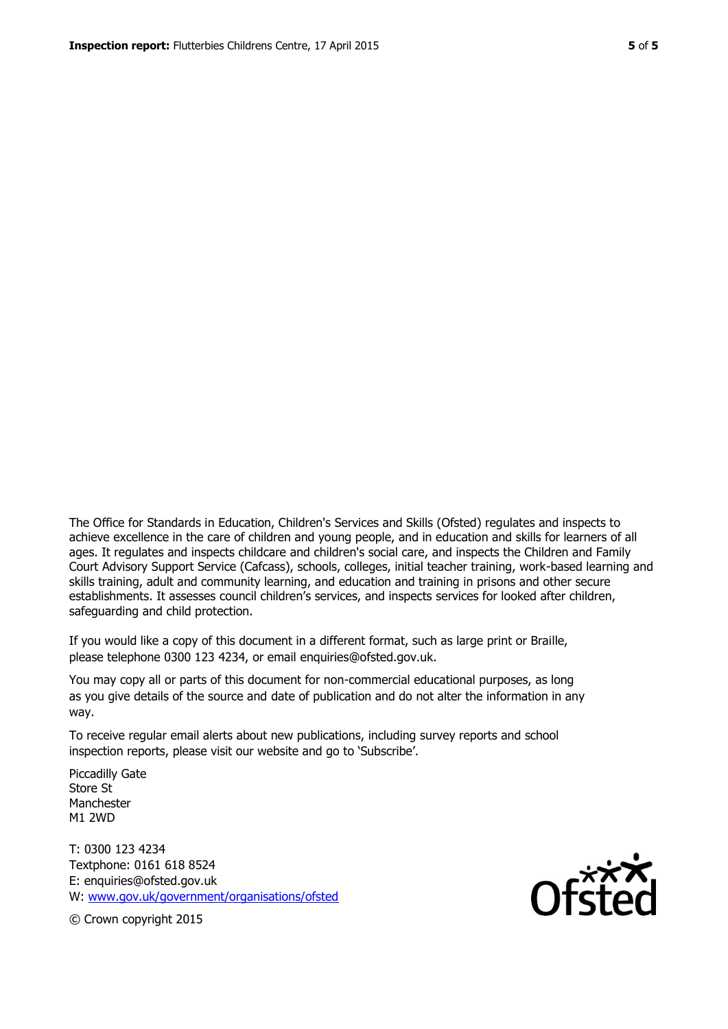The Office for Standards in Education, Children's Services and Skills (Ofsted) regulates and inspects to achieve excellence in the care of children and young people, and in education and skills for learners of all ages. It regulates and inspects childcare and children's social care, and inspects the Children and Family Court Advisory Support Service (Cafcass), schools, colleges, initial teacher training, work-based learning and skills training, adult and community learning, and education and training in prisons and other secure establishments. It assesses council children's services, and inspects services for looked after children, safeguarding and child protection.

If you would like a copy of this document in a different format, such as large print or Braille, please telephone 0300 123 4234, or email enquiries@ofsted.gov.uk.

You may copy all or parts of this document for non-commercial educational purposes, as long as you give details of the source and date of publication and do not alter the information in any way.

To receive regular email alerts about new publications, including survey reports and school inspection reports, please visit our website and go to 'Subscribe'.

Piccadilly Gate
Store St
Manchester
M1 2WD

T: 0300 123 4234
Textphone: 0161 618 8524
E: enquiries@ofsted.gov.uk
W: [www.gov.uk/government/organisations/ofsted](http://www.gov.uk/government/organisations/ofsted)

© Crown copyright 2015

Ofsted